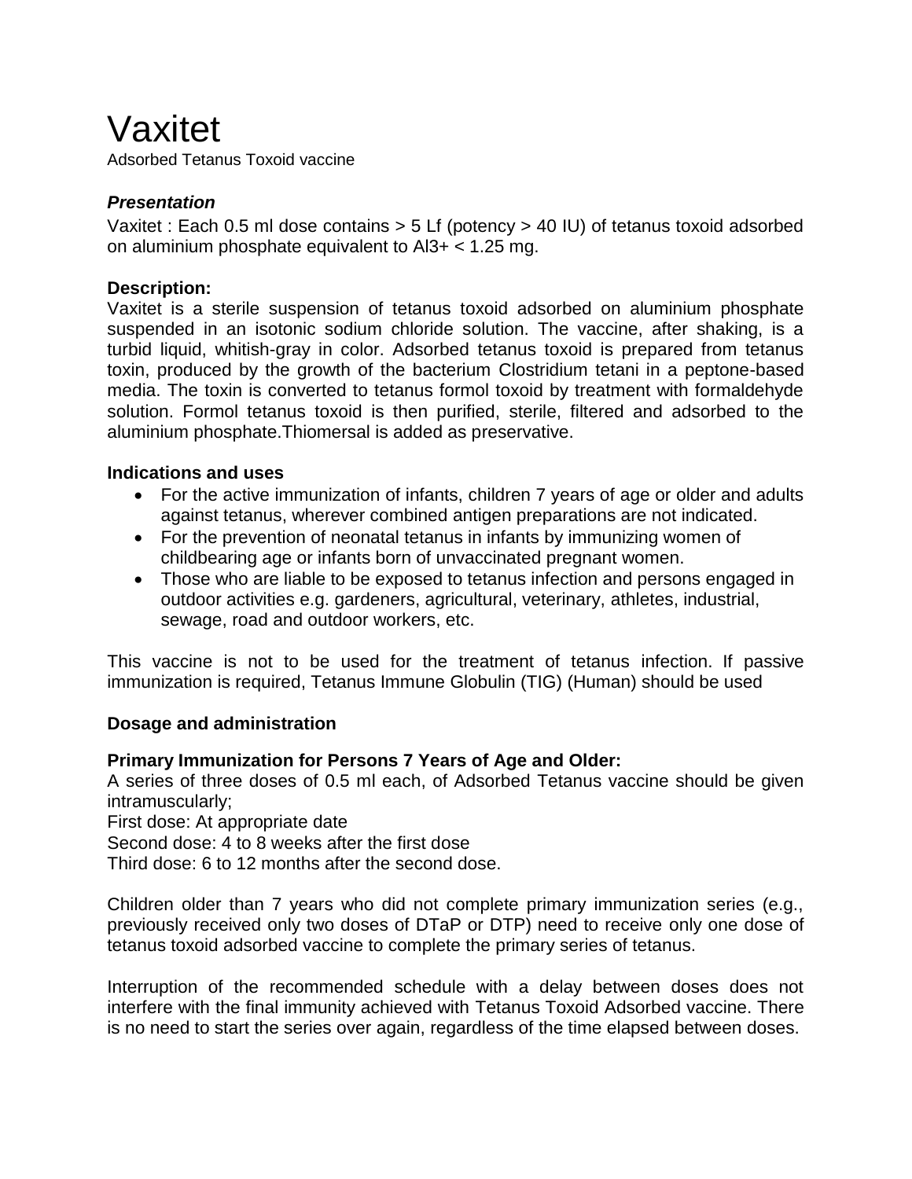# Vaxitet

Adsorbed Tetanus Toxoid vaccine

***Presentation***

Vaxitet : Each 0.5 ml dose contains > 5 Lf (potency > 40 IU) of tetanus toxoid adsorbed on aluminium phosphate equivalent to $Al^{3+}$ < 1.25 mg.

**Description:**

Vaxitet is a sterile suspension of tetanus toxoid adsorbed on aluminium phosphate suspended in an isotonic sodium chloride solution. The vaccine, after shaking, is a turbid liquid, whitish-gray in color. Adsorbed tetanus toxoid is prepared from tetanus toxin, produced by the growth of the bacterium Clostridium tetani in a peptone-based media. The toxin is converted to tetanus formol toxoid by treatment with formaldehyde solution. Formol tetanus toxoid is then purified, sterile, filtered and adsorbed to the aluminium phosphate.Thiomersal is added as preservative.

**Indications and uses**

- For the active immunization of infants, children 7 years of age or older and adults against tetanus, wherever combined antigen preparations are not indicated.
- For the prevention of neonatal tetanus in infants by immunizing women of childbearing age or infants born of unvaccinated pregnant women.
- Those who are liable to be exposed to tetanus infection and persons engaged in outdoor activities e.g. gardeners, agricultural, veterinary, athletes, industrial, sewage, road and outdoor workers, etc.

This vaccine is not to be used for the treatment of tetanus infection. If passive immunization is required, Tetanus Immune Globulin (TIG) (Human) should be used

**Dosage and administration**

**Primary Immunization for Persons 7 Years of Age and Older:**

A series of three doses of 0.5 ml each, of Adsorbed Tetanus vaccine should be given intramuscularly;
First dose: At appropriate date
Second dose: 4 to 8 weeks after the first dose
Third dose: 6 to 12 months after the second dose.

Children older than 7 years who did not complete primary immunization series (e.g., previously received only two doses of DTaP or DTP) need to receive only one dose of tetanus toxoid adsorbed vaccine to complete the primary series of tetanus.

Interruption of the recommended schedule with a delay between doses does not interfere with the final immunity achieved with Tetanus Toxoid Adsorbed vaccine. There is no need to start the series over again, regardless of the time elapsed between doses.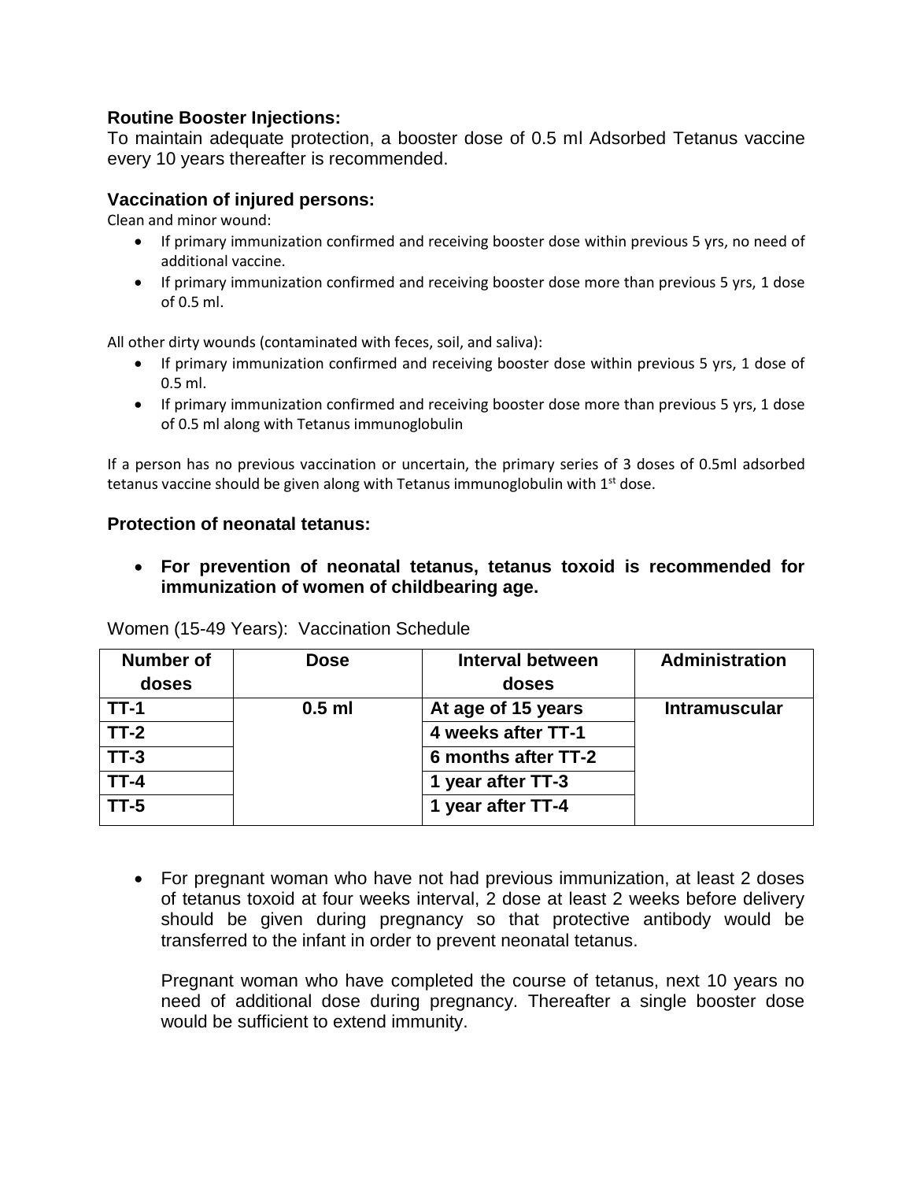**Routine Booster Injections:**

To maintain adequate protection, a booster dose of 0.5 ml Adsorbed Tetanus vaccine every 10 years thereafter is recommended.

**Vaccination of injured persons:**

Clean and minor wound:

- If primary immunization confirmed and receiving booster dose within previous 5 yrs, no need of additional vaccine.
- If primary immunization confirmed and receiving booster dose more than previous 5 yrs, 1 dose of 0.5 ml.

All other dirty wounds (contaminated with feces, soil, and saliva):

- If primary immunization confirmed and receiving booster dose within previous 5 yrs, 1 dose of 0.5 ml.
- If primary immunization confirmed and receiving booster dose more than previous 5 yrs, 1 dose of 0.5 ml along with Tetanus immunoglobulin

If a person has no previous vaccination or uncertain, the primary series of 3 doses of 0.5ml adsorbed tetanus vaccine should be given along with Tetanus immunoglobulin with 1st dose.

**Protection of neonatal tetanus:**

- **For prevention of neonatal tetanus, tetanus toxoid is recommended for immunization of women of childbearing age.**

Women (15-49 Years): Vaccination Schedule

| Number of doses | Dose | Interval between doses | Administration |
|---|---|---|---|
| **TT-1** | **0.5 ml** | **At age of 15 years** | **Intramuscular** |
| **TT-2** | | **4 weeks after TT-1** | |
| **TT-3** | | **6 months after TT-2** | |
| **TT-4** | | **1 year after TT-3** | |
| **TT-5** | | **1 year after TT-4** | |

- For pregnant woman who have not had previous immunization, at least 2 doses of tetanus toxoid at four weeks interval, 2 dose at least 2 weeks before delivery should be given during pregnancy so that protective antibody would be transferred to the infant in order to prevent neonatal tetanus.

  Pregnant woman who have completed the course of tetanus, next 10 years no need of additional dose during pregnancy. Thereafter a single booster dose would be sufficient to extend immunity.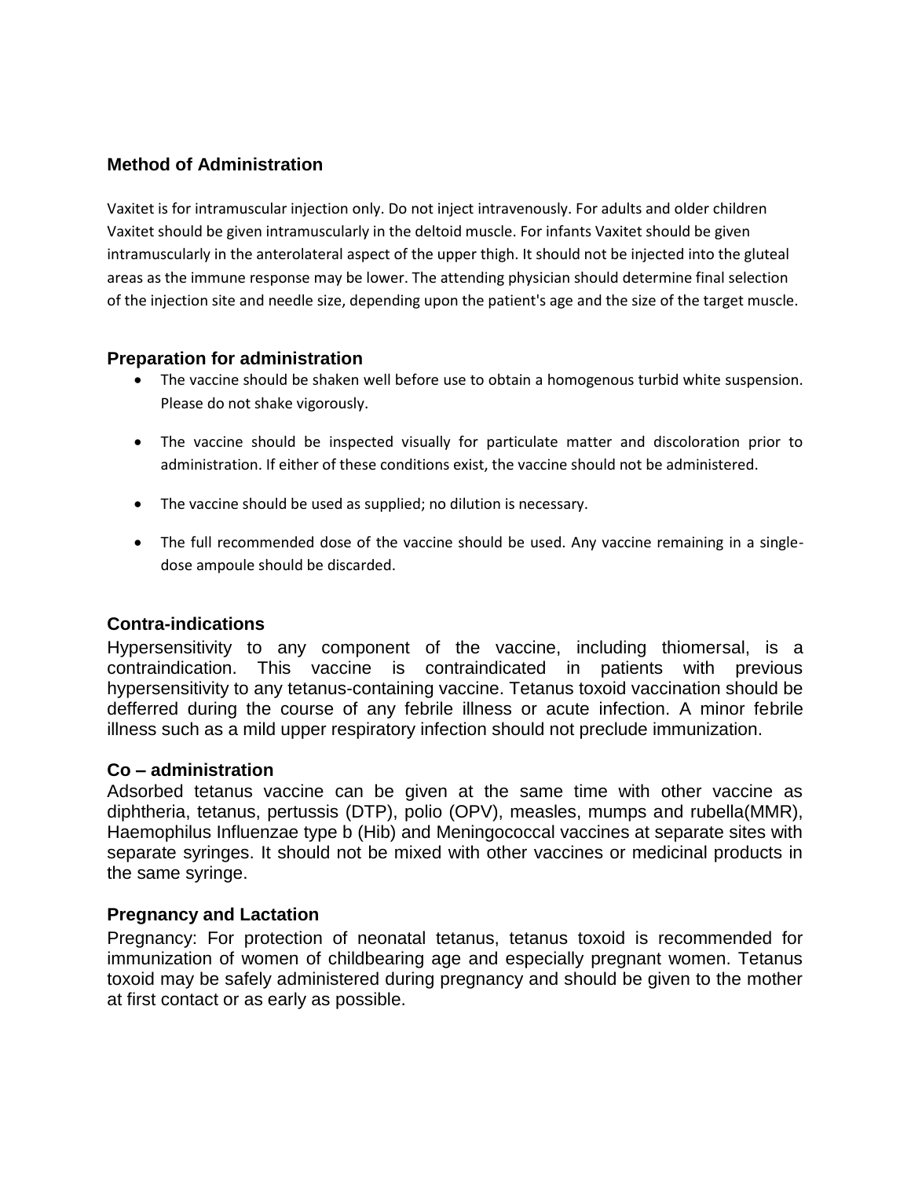## Method of Administration

Vaxitet is for intramuscular injection only. Do not inject intravenously. For adults and older children Vaxitet should be given intramuscularly in the deltoid muscle. For infants Vaxitet should be given intramuscularly in the anterolateral aspect of the upper thigh. It should not be injected into the gluteal areas as the immune response may be lower. The attending physician should determine final selection of the injection site and needle size, depending upon the patient's age and the size of the target muscle.

## Preparation for administration

- The vaccine should be shaken well before use to obtain a homogenous turbid white suspension. Please do not shake vigorously.
- The vaccine should be inspected visually for particulate matter and discoloration prior to administration. If either of these conditions exist, the vaccine should not be administered.
- The vaccine should be used as supplied; no dilution is necessary.
- The full recommended dose of the vaccine should be used. Any vaccine remaining in a single-dose ampoule should be discarded.

## Contra-indications

Hypersensitivity to any component of the vaccine, including thiomersal, is a contraindication. This vaccine is contraindicated in patients with previous hypersensitivity to any tetanus-containing vaccine. Tetanus toxoid vaccination should be defferred during the course of any febrile illness or acute infection. A minor febrile illness such as a mild upper respiratory infection should not preclude immunization.

## Co – administration

Adsorbed tetanus vaccine can be given at the same time with other vaccine as diphtheria, tetanus, pertussis (DTP), polio (OPV), measles, mumps and rubella(MMR), Haemophilus Influenzae type b (Hib) and Meningococcal vaccines at separate sites with separate syringes. It should not be mixed with other vaccines or medicinal products in the same syringe.

## Pregnancy and Lactation

Pregnancy: For protection of neonatal tetanus, tetanus toxoid is recommended for immunization of women of childbearing age and especially pregnant women. Tetanus toxoid may be safely administered during pregnancy and should be given to the mother at first contact or as early as possible.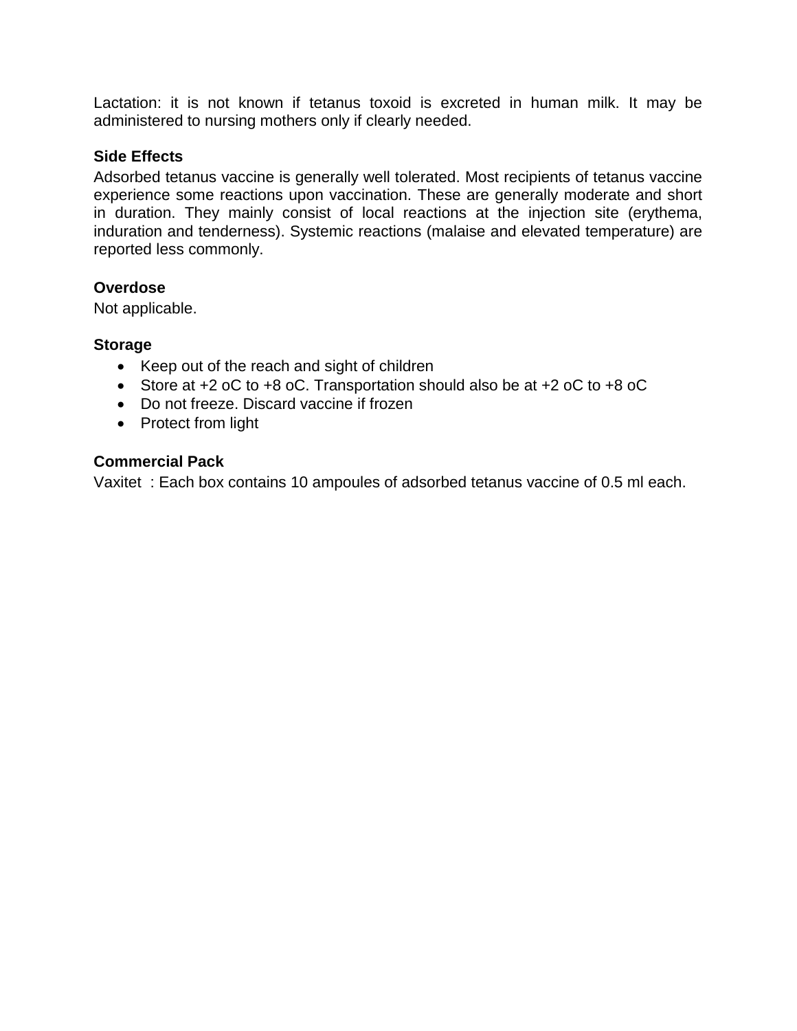Lactation: it is not known if tetanus toxoid is excreted in human milk. It may be administered to nursing mothers only if clearly needed.

**Side Effects**

Adsorbed tetanus vaccine is generally well tolerated. Most recipients of tetanus vaccine experience some reactions upon vaccination. These are generally moderate and short in duration. They mainly consist of local reactions at the injection site (erythema, induration and tenderness). Systemic reactions (malaise and elevated temperature) are reported less commonly.

**Overdose**

Not applicable.

**Storage**

- Keep out of the reach and sight of children
- Store at +2 oC to +8 oC. Transportation should also be at +2 oC to +8 oC
- Do not freeze. Discard vaccine if frozen
- Protect from light

**Commercial Pack**

Vaxitet : Each box contains 10 ampoules of adsorbed tetanus vaccine of 0.5 ml each.